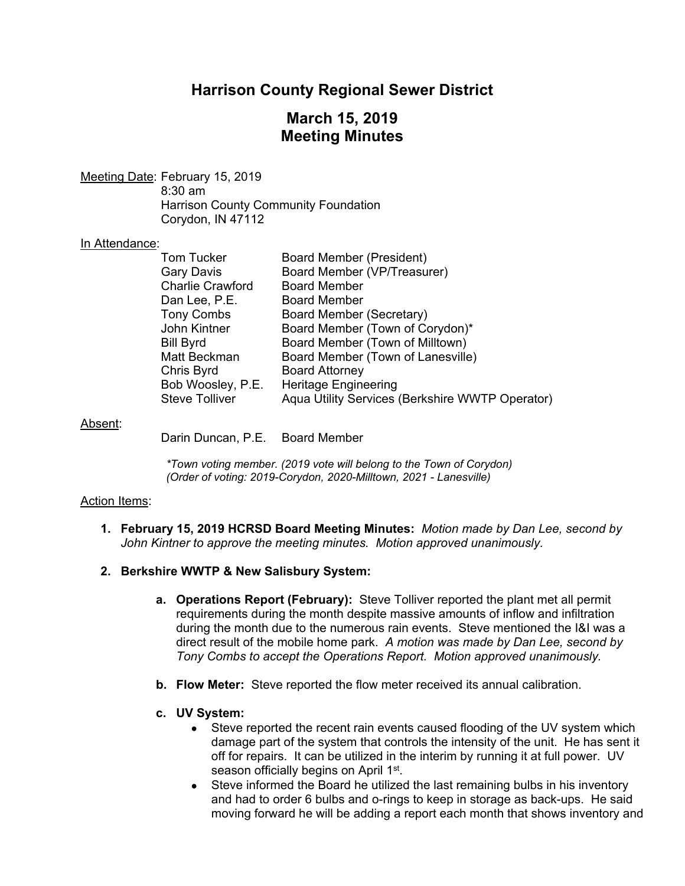# Harrison County Regional Sewer District

## March 15, 2019
## Meeting Minutes

Meeting Date: February 15, 2019
8:30 am
Harrison County Community Foundation
Corydon, IN 47112

In Attendance:

| | |
|---|---|
| Tom Tucker | Board Member (President) |
| Gary Davis | Board Member (VP/Treasurer) |
| Charlie Crawford | Board Member |
| Dan Lee, P.E. | Board Member |
| Tony Combs | Board Member (Secretary) |
| John Kintner | Board Member (Town of Corydon)* |
| Bill Byrd | Board Member (Town of Milltown) |
| Matt Beckman | Board Member (Town of Lanesville) |
| Chris Byrd | Board Attorney |
| Bob Woosley, P.E. | Heritage Engineering |
| Steve Tolliver | Aqua Utility Services (Berkshire WWTP Operator) |

Absent:

Darin Duncan, P.E. Board Member

*\*Town voting member. (2019 vote will belong to the Town of Corydon)*
*(Order of voting: 2019-Corydon, 2020-Milltown, 2021 - Lanesville)*

Action Items:

1. **February 15, 2019 HCRSD Board Meeting Minutes:** *Motion made by Dan Lee, second by John Kintner to approve the meeting minutes. Motion approved unanimously*.

2. **Berkshire WWTP & New Salisbury System:**

   a. **Operations Report (February):** Steve Tolliver reported the plant met all permit requirements during the month despite massive amounts of inflow and infiltration during the month due to the numerous rain events. Steve mentioned the I&I was a direct result of the mobile home park. *A motion was made by Dan Lee, second by Tony Combs to accept the Operations Report. Motion approved unanimously.*

   b. **Flow Meter:** Steve reported the flow meter received its annual calibration.

   c. **UV System:**
      - Steve reported the recent rain events caused flooding of the UV system which damage part of the system that controls the intensity of the unit. He has sent it off for repairs. It can be utilized in the interim by running it at full power. UV season officially begins on April 1st.
      - Steve informed the Board he utilized the last remaining bulbs in his inventory and had to order 6 bulbs and o-rings to keep in storage as back-ups. He said moving forward he will be adding a report each month that shows inventory and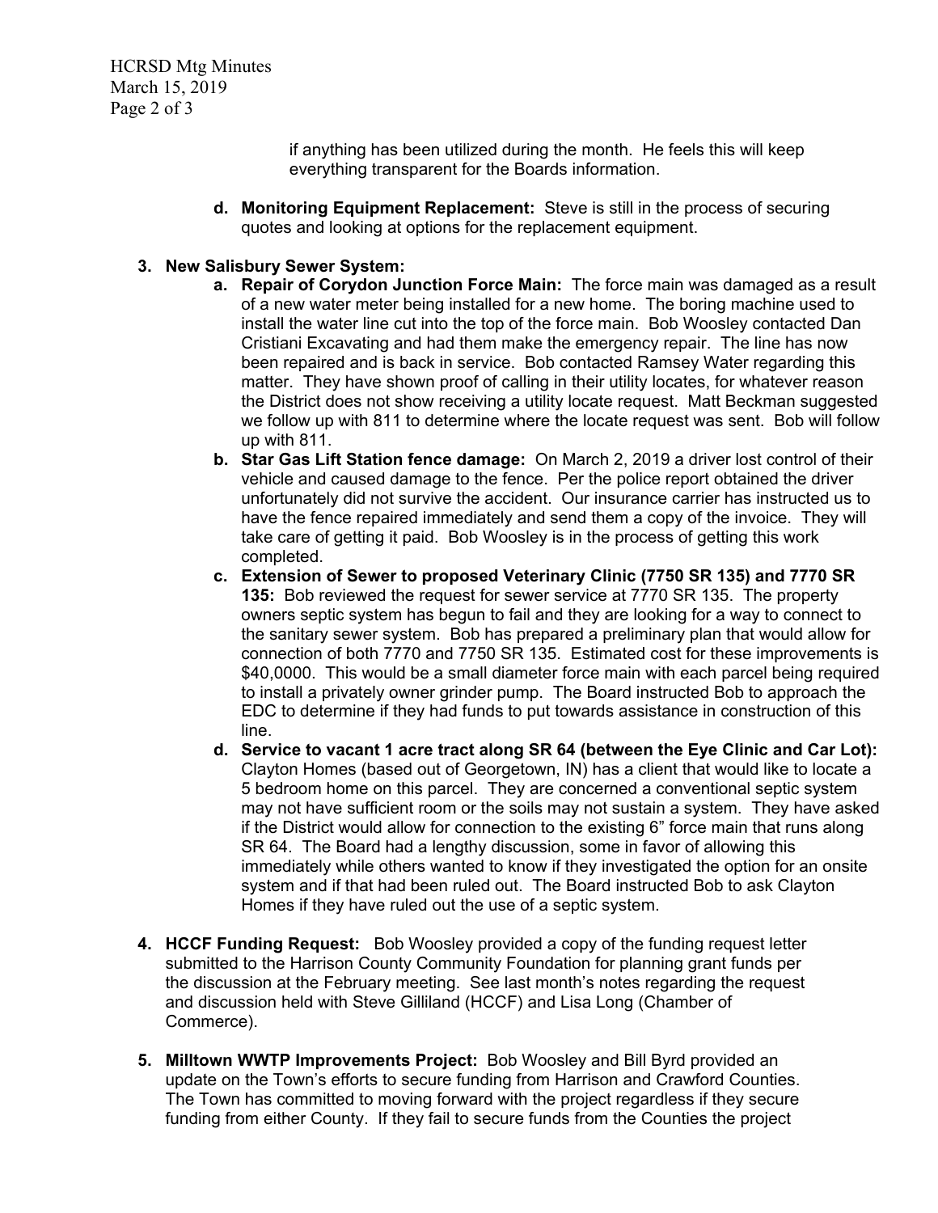if anything has been utilized during the month. He feels this will keep everything transparent for the Boards information.

   d. **Monitoring Equipment Replacement:** Steve is still in the process of securing quotes and looking at options for the replacement equipment.

3. **New Salisbury Sewer System:**
   a. **Repair of Corydon Junction Force Main:** The force main was damaged as a result of a new water meter being installed for a new home. The boring machine used to install the water line cut into the top of the force main. Bob Woosley contacted Dan Cristiani Excavating and had them make the emergency repair. The line has now been repaired and is back in service. Bob contacted Ramsey Water regarding this matter. They have shown proof of calling in their utility locates, for whatever reason the District does not show receiving a utility locate request. Matt Beckman suggested we follow up with 811 to determine where the locate request was sent. Bob will follow up with 811.
   b. **Star Gas Lift Station fence damage:** On March 2, 2019 a driver lost control of their vehicle and caused damage to the fence. Per the police report obtained the driver unfortunately did not survive the accident. Our insurance carrier has instructed us to have the fence repaired immediately and send them a copy of the invoice. They will take care of getting it paid. Bob Woosley is in the process of getting this work completed.
   c. **Extension of Sewer to proposed Veterinary Clinic (7750 SR 135) and 7770 SR 135:** Bob reviewed the request for sewer service at 7770 SR 135. The property owners septic system has begun to fail and they are looking for a way to connect to the sanitary sewer system. Bob has prepared a preliminary plan that would allow for connection of both 7770 and 7750 SR 135. Estimated cost for these improvements is $40,0000. This would be a small diameter force main with each parcel being required to install a privately owner grinder pump. The Board instructed Bob to approach the EDC to determine if they had funds to put towards assistance in construction of this line.
   d. **Service to vacant 1 acre tract along SR 64 (between the Eye Clinic and Car Lot):** Clayton Homes (based out of Georgetown, IN) has a client that would like to locate a 5 bedroom home on this parcel. They are concerned a conventional septic system may not have sufficient room or the soils may not sustain a system. They have asked if the District would allow for connection to the existing 6" force main that runs along SR 64. The Board had a lengthy discussion, some in favor of allowing this immediately while others wanted to know if they investigated the option for an onsite system and if that had been ruled out. The Board instructed Bob to ask Clayton Homes if they have ruled out the use of a septic system.

4. **HCCF Funding Request:** Bob Woosley provided a copy of the funding request letter submitted to the Harrison County Community Foundation for planning grant funds per the discussion at the February meeting. See last month's notes regarding the request and discussion held with Steve Gilliland (HCCF) and Lisa Long (Chamber of Commerce).

5. **Milltown WWTP Improvements Project:** Bob Woosley and Bill Byrd provided an update on the Town's efforts to secure funding from Harrison and Crawford Counties. The Town has committed to moving forward with the project regardless if they secure funding from either County. If they fail to secure funds from the Counties the project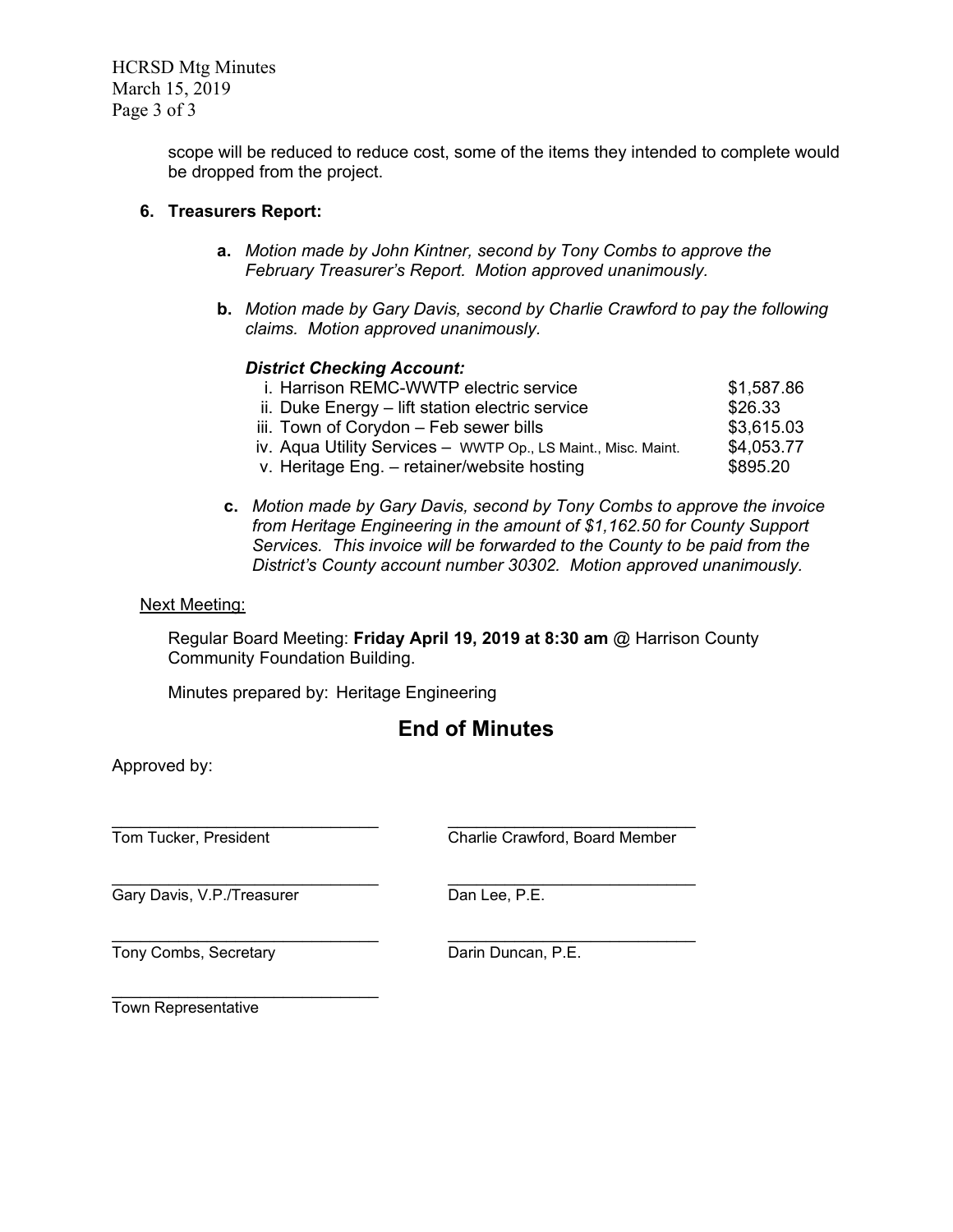scope will be reduced to reduce cost, some of the items they intended to complete would be dropped from the project.

**6. Treasurers Report:**

**a.** *Motion made by John Kintner, second by Tony Combs to approve the February Treasurer's Report. Motion approved unanimously.*

**b.** *Motion made by Gary Davis, second by Charlie Crawford to pay the following claims. Motion approved unanimously.*

***District Checking Account:***

| | |
|---|---|
| i. Harrison REMC-WWTP electric service | $1,587.86 |
| ii. Duke Energy – lift station electric service | $26.33 |
| iii. Town of Corydon – Feb sewer bills | $3,615.03 |
| iv. Aqua Utility Services – WWTP Op., LS Maint., Misc. Maint. | $4,053.77 |
| v. Heritage Eng. – retainer/website hosting | $895.20 |

**c.** *Motion made by Gary Davis, second by Tony Combs to approve the invoice from Heritage Engineering in the amount of $1,162.50 for County Support Services. This invoice will be forwarded to the County to be paid from the District's County account number 30302. Motion approved unanimously.*

Next Meeting:

Regular Board Meeting: **Friday April 19, 2019 at 8:30 am** @ Harrison County Community Foundation Building.

Minutes prepared by: Heritage Engineering

## End of Minutes

Approved by:

| | |
|---|---|
| ______________________________ Tom Tucker, President | ______________________________ Charlie Crawford, Board Member |
| ______________________________ Gary Davis, V.P./Treasurer | ______________________________ Dan Lee, P.E. |
| ______________________________ Tony Combs, Secretary | ______________________________ Darin Duncan, P.E. |
| ______________________________ Town Representative | |